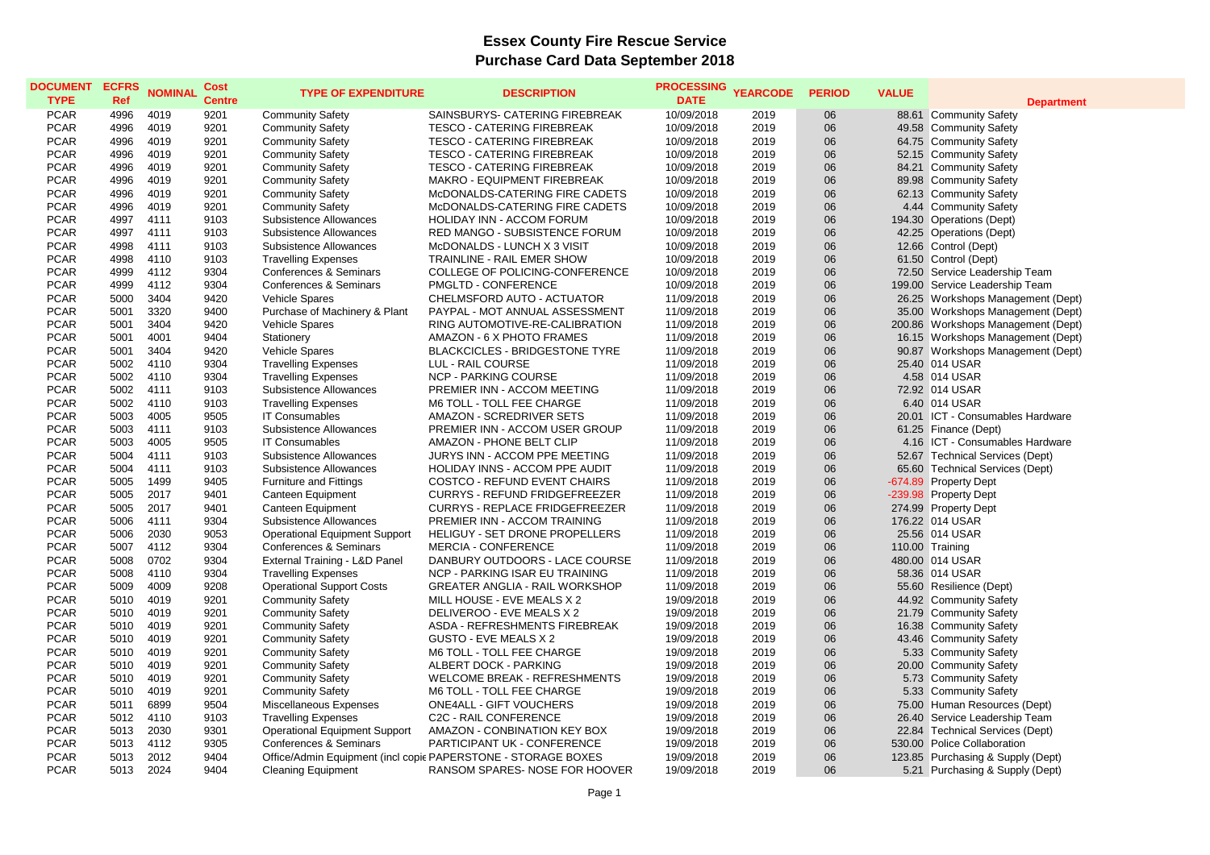# Essex County Fire Rescue Service

## Purchase Card Data September 2018

| DOCUMENT TYPE | ECFRS Ref | NOMINAL | Cost Centre | TYPE OF EXPENDITURE | DESCRIPTION | PROCESSING DATE | YEARCODE | PERIOD | VALUE | Department |
|---|---|---|---|---|---|---|---|---|---|---|
| PCAR | 4996 | 4019 | 9201 | Community Safety | SAINSBURYS- CATERING FIREBREAK | 10/09/2018 | 2019 | 06 | 88.61 | Community Safety |
| PCAR | 4996 | 4019 | 9201 | Community Safety | TESCO - CATERING FIREBREAK | 10/09/2018 | 2019 | 06 | 49.58 | Community Safety |
| PCAR | 4996 | 4019 | 9201 | Community Safety | TESCO - CATERING FIREBREAK | 10/09/2018 | 2019 | 06 | 64.75 | Community Safety |
| PCAR | 4996 | 4019 | 9201 | Community Safety | TESCO - CATERING FIREBREAK | 10/09/2018 | 2019 | 06 | 52.15 | Community Safety |
| PCAR | 4996 | 4019 | 9201 | Community Safety | TESCO - CATERING FIREBREAK | 10/09/2018 | 2019 | 06 | 84.21 | Community Safety |
| PCAR | 4996 | 4019 | 9201 | Community Safety | MAKRO - EQUIPMENT FIREBREAK | 10/09/2018 | 2019 | 06 | 89.98 | Community Safety |
| PCAR | 4996 | 4019 | 9201 | Community Safety | McDONALDS-CATERING FIRE CADETS | 10/09/2018 | 2019 | 06 | 62.13 | Community Safety |
| PCAR | 4996 | 4019 | 9201 | Community Safety | McDONALDS-CATERING FIRE CADETS | 10/09/2018 | 2019 | 06 | 4.44 | Community Safety |
| PCAR | 4997 | 4111 | 9103 | Subsistence Allowances | HOLIDAY INN - ACCOM FORUM | 10/09/2018 | 2019 | 06 | 194.30 | Operations (Dept) |
| PCAR | 4997 | 4111 | 9103 | Subsistence Allowances | RED MANGO - SUBSISTENCE FORUM | 10/09/2018 | 2019 | 06 | 42.25 | Operations (Dept) |
| PCAR | 4998 | 4111 | 9103 | Subsistence Allowances | McDONALDS - LUNCH X 3 VISIT | 10/09/2018 | 2019 | 06 | 12.66 | Control (Dept) |
| PCAR | 4998 | 4110 | 9103 | Travelling Expenses | TRAINLINE - RAIL EMER SHOW | 10/09/2018 | 2019 | 06 | 61.50 | Control (Dept) |
| PCAR | 4999 | 4112 | 9304 | Conferences & Seminars | COLLEGE OF POLICING-CONFERENCE | 10/09/2018 | 2019 | 06 | 72.50 | Service Leadership Team |
| PCAR | 4999 | 4112 | 9304 | Conferences & Seminars | PMGLTD - CONFERENCE | 10/09/2018 | 2019 | 06 | 199.00 | Service Leadership Team |
| PCAR | 5000 | 3404 | 9420 | Vehicle Spares | CHELMSFORD AUTO - ACTUATOR | 11/09/2018 | 2019 | 06 | 26.25 | Workshops Management (Dept) |
| PCAR | 5001 | 3320 | 9400 | Purchase of Machinery & Plant | PAYPAL - MOT ANNUAL ASSESSMENT | 11/09/2018 | 2019 | 06 | 35.00 | Workshops Management (Dept) |
| PCAR | 5001 | 3404 | 9420 | Vehicle Spares | RING AUTOMOTIVE-RE-CALIBRATION | 11/09/2018 | 2019 | 06 | 200.86 | Workshops Management (Dept) |
| PCAR | 5001 | 4001 | 9404 | Stationery | AMAZON - 6 X PHOTO FRAMES | 11/09/2018 | 2019 | 06 | 16.15 | Workshops Management (Dept) |
| PCAR | 5001 | 3404 | 9420 | Vehicle Spares | BLACKCICLES - BRIDGESTONE TYRE | 11/09/2018 | 2019 | 06 | 90.87 | Workshops Management (Dept) |
| PCAR | 5002 | 4110 | 9304 | Travelling Expenses | LUL - RAIL COURSE | 11/09/2018 | 2019 | 06 | 25.40 | 014 USAR |
| PCAR | 5002 | 4110 | 9304 | Travelling Expenses | NCP - PARKING COURSE | 11/09/2018 | 2019 | 06 | 4.58 | 014 USAR |
| PCAR | 5002 | 4111 | 9103 | Subsistence Allowances | PREMIER INN - ACCOM MEETING | 11/09/2018 | 2019 | 06 | 72.92 | 014 USAR |
| PCAR | 5002 | 4110 | 9103 | Travelling Expenses | M6 TOLL - TOLL FEE CHARGE | 11/09/2018 | 2019 | 06 | 6.40 | 014 USAR |
| PCAR | 5003 | 4005 | 9505 | IT Consumables | AMAZON - SCREDRIVER SETS | 11/09/2018 | 2019 | 06 | 20.01 | ICT - Consumables Hardware |
| PCAR | 5003 | 4111 | 9103 | Subsistence Allowances | PREMIER INN - ACCOM USER GROUP | 11/09/2018 | 2019 | 06 | 61.25 | Finance (Dept) |
| PCAR | 5003 | 4005 | 9505 | IT Consumables | AMAZON - PHONE BELT CLIP | 11/09/2018 | 2019 | 06 | 4.16 | ICT - Consumables Hardware |
| PCAR | 5004 | 4111 | 9103 | Subsistence Allowances | JURYS INN - ACCOM PPE MEETING | 11/09/2018 | 2019 | 06 | 52.67 | Technical Services (Dept) |
| PCAR | 5004 | 4111 | 9103 | Subsistence Allowances | HOLIDAY INNS - ACCOM PPE AUDIT | 11/09/2018 | 2019 | 06 | 65.60 | Technical Services (Dept) |
| PCAR | 5005 | 1499 | 9405 | Furniture and Fittings | COSTCO - REFUND EVENT CHAIRS | 11/09/2018 | 2019 | 06 | -674.89 | Property Dept |
| PCAR | 5005 | 2017 | 9401 | Canteen Equipment | CURRYS - REFUND FRIDGEFREEZER | 11/09/2018 | 2019 | 06 | -239.98 | Property Dept |
| PCAR | 5005 | 2017 | 9401 | Canteen Equipment | CURRYS - REPLACE FRIDGEFREEZER | 11/09/2018 | 2019 | 06 | 274.99 | Property Dept |
| PCAR | 5006 | 4111 | 9304 | Subsistence Allowances | PREMIER INN - ACCOM TRAINING | 11/09/2018 | 2019 | 06 | 176.22 | 014 USAR |
| PCAR | 5006 | 2030 | 9053 | Operational Equipment Support | HELIGUY - SET DRONE PROPELLERS | 11/09/2018 | 2019 | 06 | 25.56 | 014 USAR |
| PCAR | 5007 | 4112 | 9304 | Conferences & Seminars | MERCIA - CONFERENCE | 11/09/2018 | 2019 | 06 | 110.00 | Training |
| PCAR | 5008 | 0702 | 9304 | External Training - L&D Panel | DANBURY OUTDOORS - LACE COURSE | 11/09/2018 | 2019 | 06 | 480.00 | 014 USAR |
| PCAR | 5008 | 4110 | 9304 | Travelling Expenses | NCP - PARKING ISAR EU TRAINING | 11/09/2018 | 2019 | 06 | 58.36 | 014 USAR |
| PCAR | 5009 | 4009 | 9208 | Operational Support Costs | GREATER ANGLIA - RAIL WORKSHOP | 11/09/2018 | 2019 | 06 | 55.60 | Resilience (Dept) |
| PCAR | 5010 | 4019 | 9201 | Community Safety | MILL HOUSE - EVE MEALS X 2 | 19/09/2018 | 2019 | 06 | 44.92 | Community Safety |
| PCAR | 5010 | 4019 | 9201 | Community Safety | DELIVEROO - EVE MEALS X 2 | 19/09/2018 | 2019 | 06 | 21.79 | Community Safety |
| PCAR | 5010 | 4019 | 9201 | Community Safety | ASDA - REFRESHMENTS FIREBREAK | 19/09/2018 | 2019 | 06 | 16.38 | Community Safety |
| PCAR | 5010 | 4019 | 9201 | Community Safety | GUSTO - EVE MEALS X 2 | 19/09/2018 | 2019 | 06 | 43.46 | Community Safety |
| PCAR | 5010 | 4019 | 9201 | Community Safety | M6 TOLL - TOLL FEE CHARGE | 19/09/2018 | 2019 | 06 | 5.33 | Community Safety |
| PCAR | 5010 | 4019 | 9201 | Community Safety | ALBERT DOCK - PARKING | 19/09/2018 | 2019 | 06 | 20.00 | Community Safety |
| PCAR | 5010 | 4019 | 9201 | Community Safety | WELCOME BREAK - REFRESHMENTS | 19/09/2018 | 2019 | 06 | 5.73 | Community Safety |
| PCAR | 5010 | 4019 | 9201 | Community Safety | M6 TOLL - TOLL FEE CHARGE | 19/09/2018 | 2019 | 06 | 5.33 | Community Safety |
| PCAR | 5011 | 6899 | 9504 | Miscellaneous Expenses | ONE4ALL - GIFT VOUCHERS | 19/09/2018 | 2019 | 06 | 75.00 | Human Resources (Dept) |
| PCAR | 5012 | 4110 | 9103 | Travelling Expenses | C2C - RAIL CONFERENCE | 19/09/2018 | 2019 | 06 | 26.40 | Service Leadership Team |
| PCAR | 5013 | 2030 | 9301 | Operational Equipment Support | AMAZON - CONBINATION KEY BOX | 19/09/2018 | 2019 | 06 | 22.84 | Technical Services (Dept) |
| PCAR | 5013 | 4112 | 9305 | Conferences & Seminars | PARTICIPANT UK - CONFERENCE | 19/09/2018 | 2019 | 06 | 530.00 | Police Collaboration |
| PCAR | 5013 | 2012 | 9404 | Office/Admin Equipment (incl copie | PAPERSTONE - STORAGE BOXES | 19/09/2018 | 2019 | 06 | 123.85 | Purchasing & Supply (Dept) |
| PCAR | 5013 | 2024 | 9404 | Cleaning Equipment | RANSOM SPARES- NOSE FOR HOOVER | 19/09/2018 | 2019 | 06 | 5.21 | Purchasing & Supply (Dept) |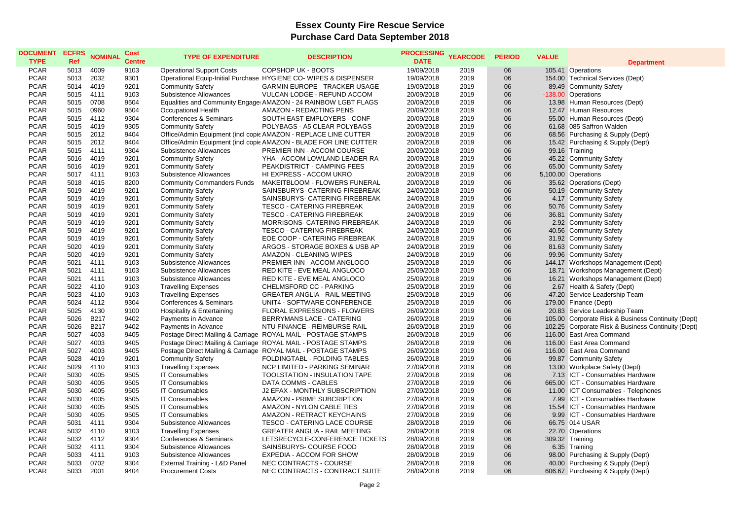# Essex County Fire Rescue Service
## Purchase Card Data September 2018

| DOCUMENT TYPE | ECFRS Ref | NOMINAL | Cost Centre | TYPE OF EXPENDITURE | DESCRIPTION | PROCESSING DATE | YEARCODE | PERIOD | VALUE | Department |
|---|---|---|---|---|---|---|---|---|---|---|
| PCAR | 5013 | 4009 | 9103 | Operational Support Costs | COPSHOP UK - BOOTS | 19/09/2018 | 2019 | 06 | 105.41 | Operations |
| PCAR | 5013 | 2032 | 9301 | Operational Equip-Initial Purchase | HYGIENE CO- WIPES & DISPENSER | 19/09/2018 | 2019 | 06 | 154.00 | Technical Services (Dept) |
| PCAR | 5014 | 4019 | 9201 | Community Safety | GARMIN EUROPE - TRACKER USAGE | 19/09/2018 | 2019 | 06 | 89.49 | Community Safety |
| PCAR | 5015 | 4111 | 9103 | Subsistence Allowances | VULCAN LODGE - REFUND ACCOM | 20/09/2018 | 2019 | 06 | -138.00 | Operations |
| PCAR | 5015 | 0708 | 9504 | Equalities and Community Engage | AMAZON - 24 RAINBOW LGBT FLAGS | 20/09/2018 | 2019 | 06 | 13.98 | Human Resources (Dept) |
| PCAR | 5015 | 0960 | 9504 | Occupational Health | AMAZON - REDACTING PENS | 20/09/2018 | 2019 | 06 | 12.47 | Human Resources |
| PCAR | 5015 | 4112 | 9304 | Conferences & Seminars | SOUTH EAST EMPLOYERS - CONF | 20/09/2018 | 2019 | 06 | 55.00 | Human Resources (Dept) |
| PCAR | 5015 | 4019 | 9305 | Community Safety | POLYBAGS - A5 CLEAR POLYBAGS | 20/09/2018 | 2019 | 06 | 61.68 | 085 Saffron Walden |
| PCAR | 5015 | 2012 | 9404 | Office/Admin Equipment (incl copie | AMAZON - REPLACE LINE CUTTER | 20/09/2018 | 2019 | 06 | 68.56 | Purchasing & Supply (Dept) |
| PCAR | 5015 | 2012 | 9404 | Office/Admin Equipment (incl copie | AMAZON - BLADE FOR LINE CUTTER | 20/09/2018 | 2019 | 06 | 15.42 | Purchasing & Supply (Dept) |
| PCAR | 5015 | 4111 | 9304 | Subsistence Allowances | PREMIER INN - ACCOM COURSE | 20/09/2018 | 2019 | 06 | 99.16 | Training |
| PCAR | 5016 | 4019 | 9201 | Community Safety | YHA - ACCOM LOWLAND LEADER RA | 20/09/2018 | 2019 | 06 | 45.22 | Community Safety |
| PCAR | 5016 | 4019 | 9201 | Community Safety | PEAKDISTRICT - CAMPING FEES | 20/09/2018 | 2019 | 06 | 65.00 | Community Safety |
| PCAR | 5017 | 4111 | 9103 | Subsistence Allowances | HI EXPRESS - ACCOM UKRO | 20/09/2018 | 2019 | 06 | 5,100.00 | Operations |
| PCAR | 5018 | 4015 | 8200 | Community Commanders Funds | MAKEITBLOOM - FLOWERS FUNERAL | 20/09/2018 | 2019 | 06 | 35.62 | Operations (Dept) |
| PCAR | 5019 | 4019 | 9201 | Community Safety | SAINSBURYS- CATERING FIREBREAK | 24/09/2018 | 2019 | 06 | 50.19 | Community Safety |
| PCAR | 5019 | 4019 | 9201 | Community Safety | SAINSBURYS- CATERING FIREBREAK | 24/09/2018 | 2019 | 06 | 4.17 | Community Safety |
| PCAR | 5019 | 4019 | 9201 | Community Safety | TESCO - CATERING FIREBREAK | 24/09/2018 | 2019 | 06 | 50.76 | Community Safety |
| PCAR | 5019 | 4019 | 9201 | Community Safety | TESCO - CATERING FIREBREAK | 24/09/2018 | 2019 | 06 | 36.81 | Community Safety |
| PCAR | 5019 | 4019 | 9201 | Community Safety | MORRISONS- CATERING FIREBREAK | 24/09/2018 | 2019 | 06 | 2.92 | Community Safety |
| PCAR | 5019 | 4019 | 9201 | Community Safety | TESCO - CATERING FIREBREAK | 24/09/2018 | 2019 | 06 | 40.56 | Community Safety |
| PCAR | 5019 | 4019 | 9201 | Community Safety | EOE COOP - CATERING FIREBREAK | 24/09/2018 | 2019 | 06 | 31.92 | Community Safety |
| PCAR | 5020 | 4019 | 9201 | Community Safety | ARGOS - STORAGE BOXES & USB AP | 24/09/2018 | 2019 | 06 | 81.63 | Community Safety |
| PCAR | 5020 | 4019 | 9201 | Community Safety | AMAZON - CLEANING WIPES | 24/09/2018 | 2019 | 06 | 99.96 | Community Safety |
| PCAR | 5021 | 4111 | 9103 | Subsistence Allowances | PREMIER INN - ACCOM ANGLOCO | 25/09/2018 | 2019 | 06 | 144.17 | Workshops Management (Dept) |
| PCAR | 5021 | 4111 | 9103 | Subsistence Allowances | RED KITE - EVE MEAL ANGLOCO | 25/09/2018 | 2019 | 06 | 18.71 | Workshops Management (Dept) |
| PCAR | 5021 | 4111 | 9103 | Subsistence Allowances | RED KITE - EVE MEAL ANGLOCO | 25/09/2018 | 2019 | 06 | 16.21 | Workshops Management (Dept) |
| PCAR | 5022 | 4110 | 9103 | Travelling Expenses | CHELMSFORD CC - PARKING | 25/09/2018 | 2019 | 06 | 2.67 | Health & Safety (Dept) |
| PCAR | 5023 | 4110 | 9103 | Travelling Expenses | GREATER ANGLIA - RAIL MEETING | 25/09/2018 | 2019 | 06 | 47.20 | Service Leadership Team |
| PCAR | 5024 | 4112 | 9304 | Conferences & Seminars | UNIT4 - SOFTWARE CONFERENCE | 25/09/2018 | 2019 | 06 | 179.00 | Finance (Dept) |
| PCAR | 5025 | 4130 | 9100 | Hospitality & Entertaining | FLORAL EXPRESSIONS - FLOWERS | 26/09/2018 | 2019 | 06 | 20.83 | Service Leadership Team |
| PCAR | 5026 | B217 | 9402 | Payments in Advance | BERRYMANS LACE - CATERING | 26/09/2018 | 2019 | 06 | 105.00 | Corporate Risk & Business Continuity (Dept) |
| PCAR | 5026 | B217 | 9402 | Payments in Advance | NTU FINANCE - REIMBURSE RAIL | 26/09/2018 | 2019 | 06 | 102.25 | Corporate Risk & Business Continuity (Dept) |
| PCAR | 5027 | 4003 | 9405 | Postage Direct Mailing & Carriage | ROYAL MAIL - POSTAGE STAMPS | 26/09/2018 | 2019 | 06 | 116.00 | East Area Command |
| PCAR | 5027 | 4003 | 9405 | Postage Direct Mailing & Carriage | ROYAL MAIL - POSTAGE STAMPS | 26/09/2018 | 2019 | 06 | 116.00 | East Area Command |
| PCAR | 5027 | 4003 | 9405 | Postage Direct Mailing & Carriage | ROYAL MAIL - POSTAGE STAMPS | 26/09/2018 | 2019 | 06 | 116.00 | East Area Command |
| PCAR | 5028 | 4019 | 9201 | Community Safety | FOLDINGTABL - FOLDING TABLES | 26/09/2018 | 2019 | 06 | 99.87 | Community Safety |
| PCAR | 5029 | 4110 | 9103 | Travelling Expenses | NCP LIMITED - PARKING SEMINAR | 27/09/2018 | 2019 | 06 | 13.00 | Workplace Safety (Dept) |
| PCAR | 5030 | 4005 | 9505 | IT Consumables | TOOLSTATION - INSULATION TAPE | 27/09/2018 | 2019 | 06 | 7.13 | ICT - Consumables Hardware |
| PCAR | 5030 | 4005 | 9505 | IT Consumables | DATA COMMS - CABLES | 27/09/2018 | 2019 | 06 | 665.00 | ICT - Consumables Hardware |
| PCAR | 5030 | 4005 | 9505 | IT Consumables | J2 EFAX - MONTHLY SUBSCRIPTION | 27/09/2018 | 2019 | 06 | 11.00 | ICT Consumables - Telephones |
| PCAR | 5030 | 4005 | 9505 | IT Consumables | AMAZON - PRIME SUBCRIPTION | 27/09/2018 | 2019 | 06 | 7.99 | ICT - Consumables Hardware |
| PCAR | 5030 | 4005 | 9505 | IT Consumables | AMAZON - NYLON CABLE TIES | 27/09/2018 | 2019 | 06 | 15.54 | ICT - Consumables Hardware |
| PCAR | 5030 | 4005 | 9505 | IT Consumables | AMAZON - RETRACT KEYCHAINS | 27/09/2018 | 2019 | 06 | 9.99 | ICT - Consumables Hardware |
| PCAR | 5031 | 4111 | 9304 | Subsistence Allowances | TESCO - CATERING LACE COURSE | 28/09/2018 | 2019 | 06 | 66.75 | 014 USAR |
| PCAR | 5032 | 4110 | 9103 | Travelling Expenses | GREATER ANGLIA - RAIL MEETING | 28/09/2018 | 2019 | 06 | 22.70 | Operations |
| PCAR | 5032 | 4112 | 9304 | Conferences & Seminars | LETSRECYCLE-CONFERENCE TICKETS | 28/09/2018 | 2019 | 06 | 309.32 | Training |
| PCAR | 5032 | 4111 | 9304 | Subsistence Allowances | SAINSBURYS- COURSE FOOD | 28/09/2018 | 2019 | 06 | 6.35 | Training |
| PCAR | 5033 | 4111 | 9103 | Subsistence Allowances | EXPEDIA - ACCOM FOR SHOW | 28/09/2018 | 2019 | 06 | 98.00 | Purchasing & Supply (Dept) |
| PCAR | 5033 | 0702 | 9304 | External Training - L&D Panel | NEC CONTRACTS - COURSE | 28/09/2018 | 2019 | 06 | 40.00 | Purchasing & Supply (Dept) |
| PCAR | 5033 | 2001 | 9404 | Procurement Costs | NEC CONTRACTS - CONTRACT SUITE | 28/09/2018 | 2019 | 06 | 606.67 | Purchasing & Supply (Dept) |